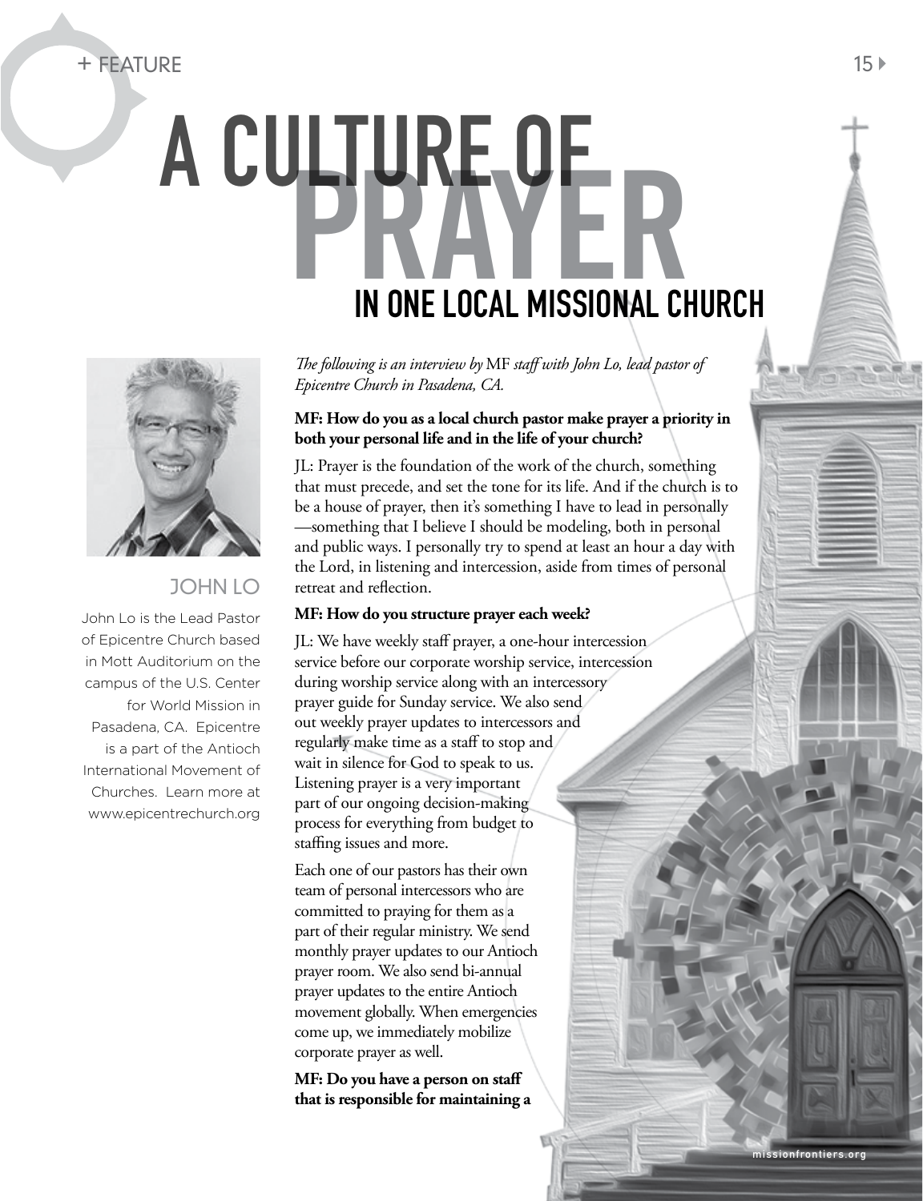# A CULTURE OF PRAYER IN ONE LOCAL MISSIONAL CHURCH

## JOHN LO

John Lo is the Lead Pastor of Epicentre Church based in Mott Auditorium on the campus of the U.S. Center for World Mission in Pasadena, CA. Epicentre is a part of the Antioch International Movement of Churches. Learn more at www.epicentrechurch.org

*The following is an interview by* MF *staff with John Lo, lead pastor of Epicentre Church in Pasadena, CA.*

**MF: How do you as a local church pastor make prayer a priority in both your personal life and in the life of your church?**

JL: Prayer is the foundation of the work of the church, something that must precede, and set the tone for its life. And if the church is to be a house of prayer, then it's something I have to lead in personally —something that I believe I should be modeling, both in personal and public ways. I personally try to spend at least an hour a day with the Lord, in listening and intercession, aside from times of personal retreat and reflection.

**MF: How do you structure prayer each week?**

JL: We have weekly staff prayer, a one-hour intercession service before our corporate worship service, intercession during worship service along with an intercessory prayer guide for Sunday service. We also send out weekly prayer updates to intercessors and regularly make time as a staff to stop and wait in silence for God to speak to us. Listening prayer is a very important part of our ongoing decision-making process for everything from budget to staffing issues and more.

Each one of our pastors has their own team of personal intercessors who are committed to praying for them as a part of their regular ministry. We send monthly prayer updates to our Antioch prayer room. We also send bi-annual prayer updates to the entire Antioch movement globally. When emergencies come up, we immediately mobilize corporate prayer as well.

**MF: Do you have a person on staff that is responsible for maintaining a**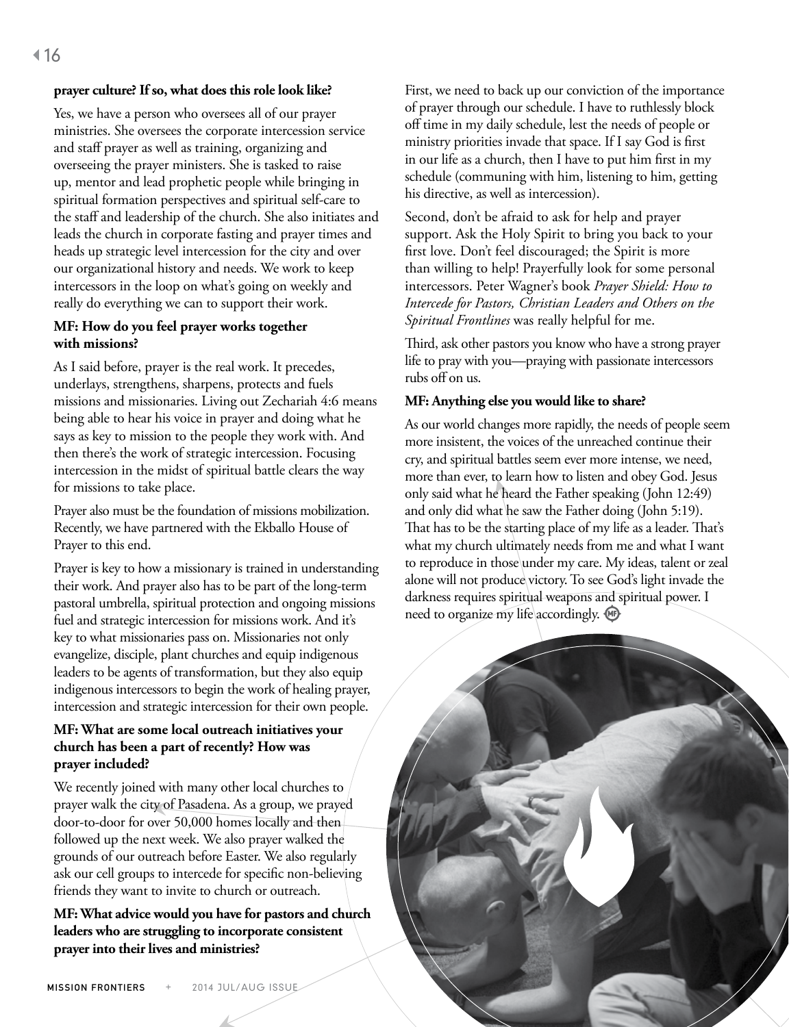**prayer culture? If so, what does this role look like?**

Yes, we have a person who oversees all of our prayer ministries. She oversees the corporate intercession service and staff prayer as well as training, organizing and overseeing the prayer ministers. She is tasked to raise up, mentor and lead prophetic people while bringing in spiritual formation perspectives and spiritual self-care to the staff and leadership of the church. She also initiates and leads the church in corporate fasting and prayer times and heads up strategic level intercession for the city and over our organizational history and needs. We work to keep intercessors in the loop on what's going on weekly and really do everything we can to support their work.

**MF: How do you feel prayer works together with missions?**

As I said before, prayer is the real work. It precedes, underlays, strengthens, sharpens, protects and fuels missions and missionaries. Living out Zechariah 4:6 means being able to hear his voice in prayer and doing what he says as key to mission to the people they work with. And then there's the work of strategic intercession. Focusing intercession in the midst of spiritual battle clears the way for missions to take place.

Prayer also must be the foundation of missions mobilization. Recently, we have partnered with the Ekballo House of Prayer to this end.

Prayer is key to how a missionary is trained in understanding their work. And prayer also has to be part of the long-term pastoral umbrella, spiritual protection and ongoing missions fuel and strategic intercession for missions work. And it's key to what missionaries pass on. Missionaries not only evangelize, disciple, plant churches and equip indigenous leaders to be agents of transformation, but they also equip indigenous intercessors to begin the work of healing prayer, intercession and strategic intercession for their own people.

**MF: What are some local outreach initiatives your church has been a part of recently? How was prayer included?**

We recently joined with many other local churches to prayer walk the city of Pasadena. As a group, we prayed door-to-door for over 50,000 homes locally and then followed up the next week. We also prayer walked the grounds of our outreach before Easter. We also regularly ask our cell groups to intercede for specific non-believing friends they want to invite to church or outreach.

**MF: What advice would you have for pastors and church leaders who are struggling to incorporate consistent prayer into their lives and ministries?**

First, we need to back up our conviction of the importance of prayer through our schedule. I have to ruthlessly block off time in my daily schedule, lest the needs of people or ministry priorities invade that space. If I say God is first in our life as a church, then I have to put him first in my schedule (communing with him, listening to him, getting his directive, as well as intercession).

Second, don't be afraid to ask for help and prayer support. Ask the Holy Spirit to bring you back to your first love. Don't feel discouraged; the Spirit is more than willing to help! Prayerfully look for some personal intercessors. Peter Wagner's book *Prayer Shield: How to Intercede for Pastors, Christian Leaders and Others on the Spiritual Frontlines* was really helpful for me.

Third, ask other pastors you know who have a strong prayer life to pray with you—praying with passionate intercessors rubs off on us.

**MF: Anything else you would like to share?**

As our world changes more rapidly, the needs of people seem more insistent, the voices of the unreached continue their cry, and spiritual battles seem ever more intense, we need, more than ever, to learn how to listen and obey God. Jesus only said what he heard the Father speaking (John 12:49) and only did what he saw the Father doing (John 5:19). That has to be the starting place of my life as a leader. That's what my church ultimately needs from me and what I want to reproduce in those under my care. My ideas, talent or zeal alone will not produce victory. To see God's light invade the darkness requires spiritual weapons and spiritual power. I need to organize my life accordingly.